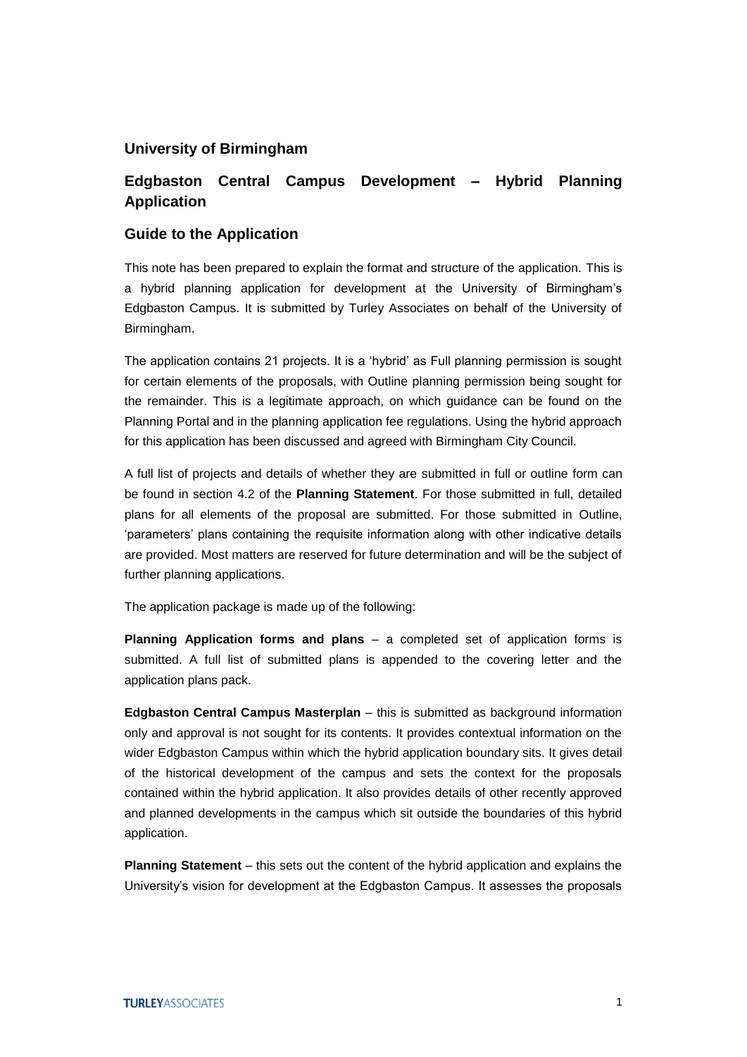# University of Birmingham

## Edgbaston Central Campus Development – Hybrid Planning Application

## Guide to the Application

This note has been prepared to explain the format and structure of the application. This is a hybrid planning application for development at the University of Birmingham's Edgbaston Campus. It is submitted by Turley Associates on behalf of the University of Birmingham.

The application contains 21 projects. It is a 'hybrid' as Full planning permission is sought for certain elements of the proposals, with Outline planning permission being sought for the remainder. This is a legitimate approach, on which guidance can be found on the Planning Portal and in the planning application fee regulations. Using the hybrid approach for this application has been discussed and agreed with Birmingham City Council.

A full list of projects and details of whether they are submitted in full or outline form can be found in section 4.2 of the **Planning Statement**. For those submitted in full, detailed plans for all elements of the proposal are submitted. For those submitted in Outline, 'parameters' plans containing the requisite information along with other indicative details are provided. Most matters are reserved for future determination and will be the subject of further planning applications.

The application package is made up of the following:

**Planning Application forms and plans** – a completed set of application forms is submitted. A full list of submitted plans is appended to the covering letter and the application plans pack.

**Edgbaston Central Campus Masterplan** – this is submitted as background information only and approval is not sought for its contents. It provides contextual information on the wider Edgbaston Campus within which the hybrid application boundary sits. It gives detail of the historical development of the campus and sets the context for the proposals contained within the hybrid application. It also provides details of other recently approved and planned developments in the campus which sit outside the boundaries of this hybrid application.

**Planning Statement** – this sets out the content of the hybrid application and explains the University's vision for development at the Edgbaston Campus. It assesses the proposals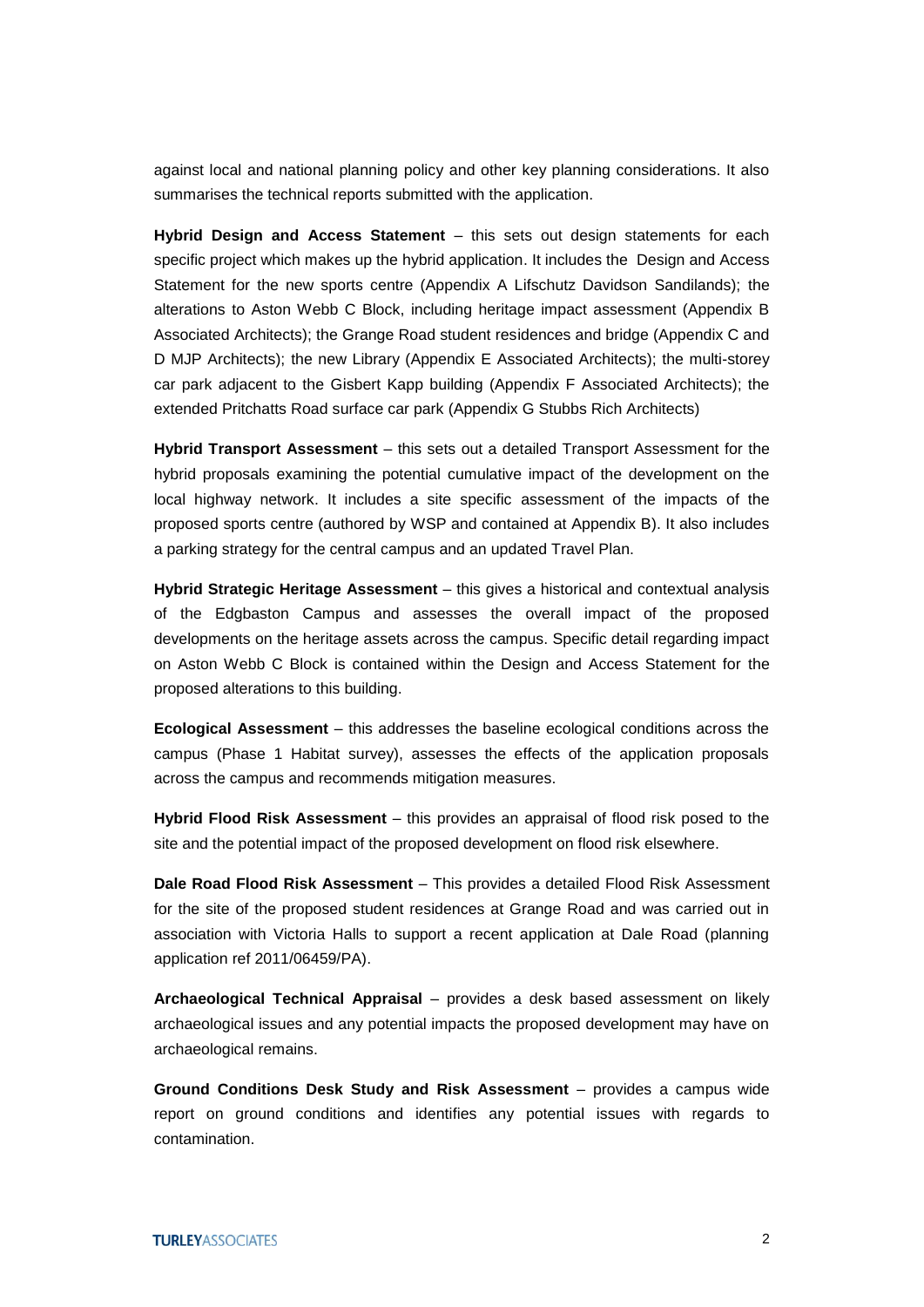against local and national planning policy and other key planning considerations. It also summarises the technical reports submitted with the application.

**Hybrid Design and Access Statement** – this sets out design statements for each specific project which makes up the hybrid application. It includes the Design and Access Statement for the new sports centre (Appendix A Lifschutz Davidson Sandilands); the alterations to Aston Webb C Block, including heritage impact assessment (Appendix B Associated Architects); the Grange Road student residences and bridge (Appendix C and D MJP Architects); the new Library (Appendix E Associated Architects); the multi-storey car park adjacent to the Gisbert Kapp building (Appendix F Associated Architects); the extended Pritchatts Road surface car park (Appendix G Stubbs Rich Architects)

**Hybrid Transport Assessment** – this sets out a detailed Transport Assessment for the hybrid proposals examining the potential cumulative impact of the development on the local highway network. It includes a site specific assessment of the impacts of the proposed sports centre (authored by WSP and contained at Appendix B). It also includes a parking strategy for the central campus and an updated Travel Plan.

**Hybrid Strategic Heritage Assessment** – this gives a historical and contextual analysis of the Edgbaston Campus and assesses the overall impact of the proposed developments on the heritage assets across the campus. Specific detail regarding impact on Aston Webb C Block is contained within the Design and Access Statement for the proposed alterations to this building.

**Ecological Assessment** – this addresses the baseline ecological conditions across the campus (Phase 1 Habitat survey), assesses the effects of the application proposals across the campus and recommends mitigation measures.

**Hybrid Flood Risk Assessment** – this provides an appraisal of flood risk posed to the site and the potential impact of the proposed development on flood risk elsewhere.

**Dale Road Flood Risk Assessment** – This provides a detailed Flood Risk Assessment for the site of the proposed student residences at Grange Road and was carried out in association with Victoria Halls to support a recent application at Dale Road (planning application ref 2011/06459/PA).

**Archaeological Technical Appraisal** – provides a desk based assessment on likely archaeological issues and any potential impacts the proposed development may have on archaeological remains.

**Ground Conditions Desk Study and Risk Assessment** – provides a campus wide report on ground conditions and identifies any potential issues with regards to contamination.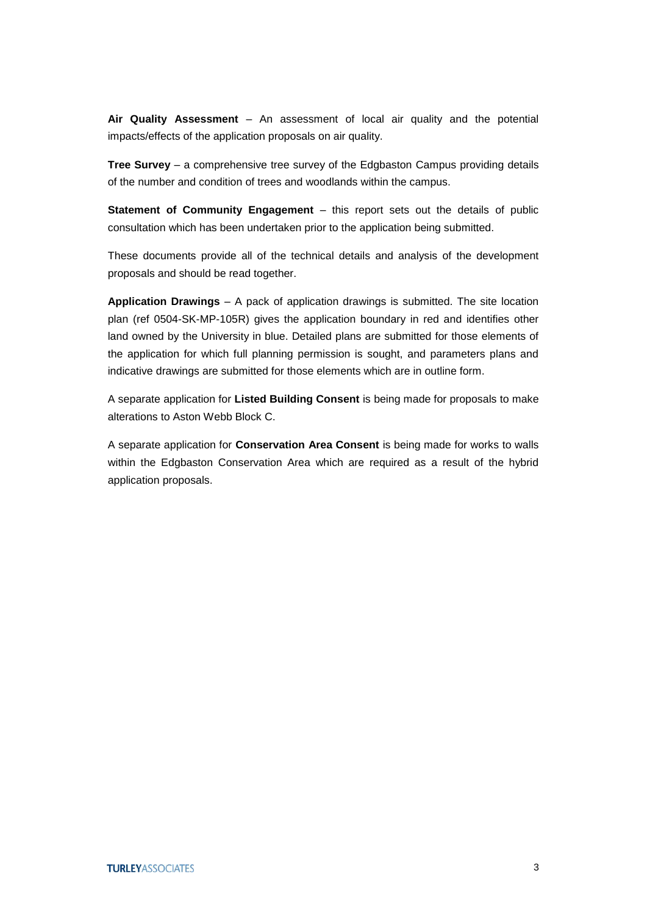**Air Quality Assessment** – An assessment of local air quality and the potential impacts/effects of the application proposals on air quality.

**Tree Survey** – a comprehensive tree survey of the Edgbaston Campus providing details of the number and condition of trees and woodlands within the campus.

**Statement of Community Engagement** – this report sets out the details of public consultation which has been undertaken prior to the application being submitted.

These documents provide all of the technical details and analysis of the development proposals and should be read together.

**Application Drawings** – A pack of application drawings is submitted. The site location plan (ref 0504-SK-MP-105R) gives the application boundary in red and identifies other land owned by the University in blue. Detailed plans are submitted for those elements of the application for which full planning permission is sought, and parameters plans and indicative drawings are submitted for those elements which are in outline form.

A separate application for **Listed Building Consent** is being made for proposals to make alterations to Aston Webb Block C.

A separate application for **Conservation Area Consent** is being made for works to walls within the Edgbaston Conservation Area which are required as a result of the hybrid application proposals.